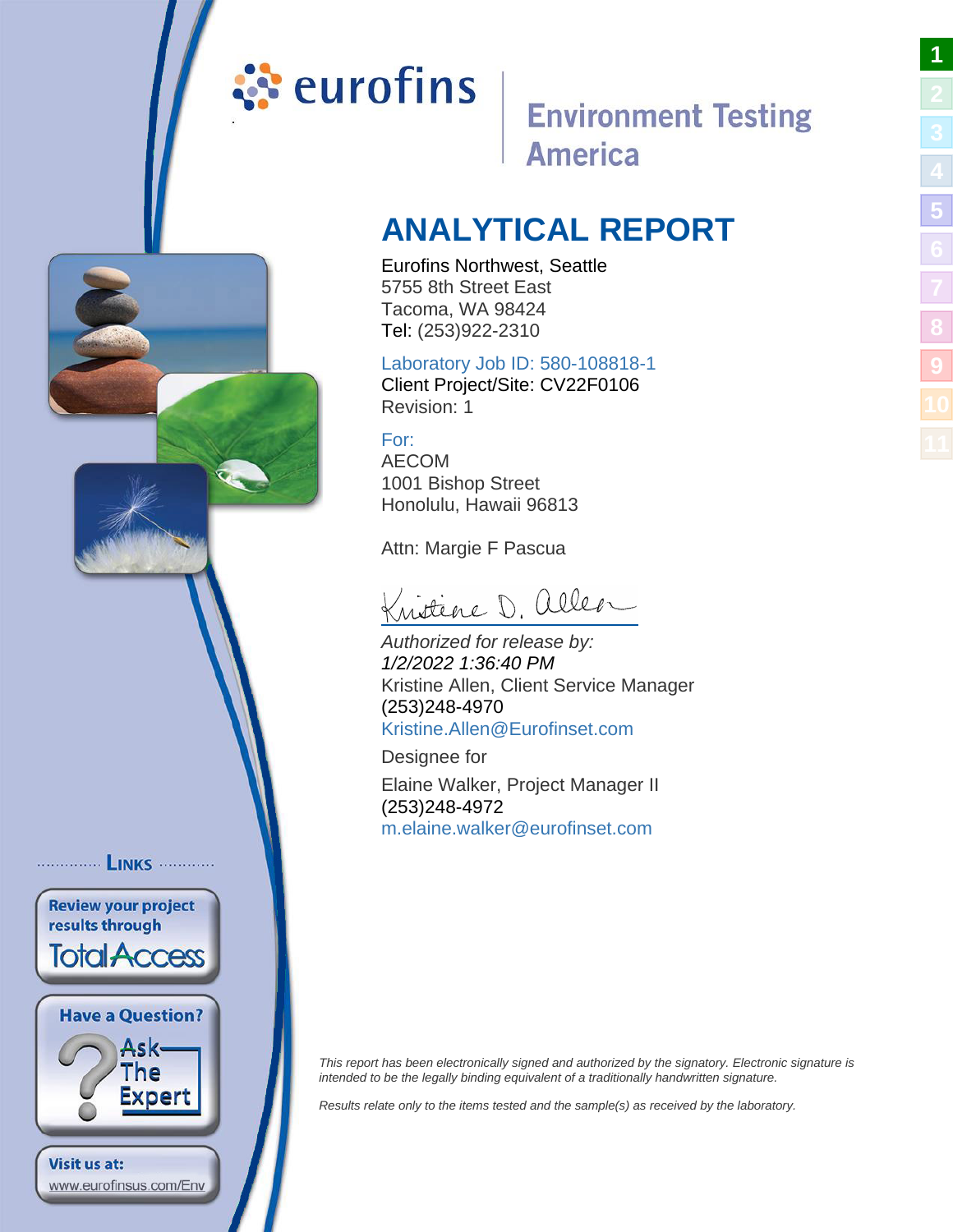eurofins

Environment Testing America

# ANALYTICAL REPORT

Eurofins Northwest, Seattle
5755 8th Street East
Tacoma, WA 98424
Tel: (253)922-2310

Laboratory Job ID: 580-108818-1
Client Project/Site: CV22F0106
Revision: 1

For:
AECOM
1001 Bishop Street
Honolulu, Hawaii 96813

Attn: Margie F Pascua

Kristine D. Allen

*Authorized for release by:*
*1/2/2022 1:36:40 PM*
Kristine Allen, Client Service Manager
(253)248-4970
Kristine.Allen@Eurofinset.com

Designee for

Elaine Walker, Project Manager II
(253)248-4972
m.elaine.walker@eurofinset.com

LINKS

Review your project results through TotalAccess

Have a Question? Ask The Expert

Visit us at: www.eurofinsus.com/Env

*This report has been electronically signed and authorized by the signatory. Electronic signature is intended to be the legally binding equivalent of a traditionally handwritten signature.*

*Results relate only to the items tested and the sample(s) as received by the laboratory.*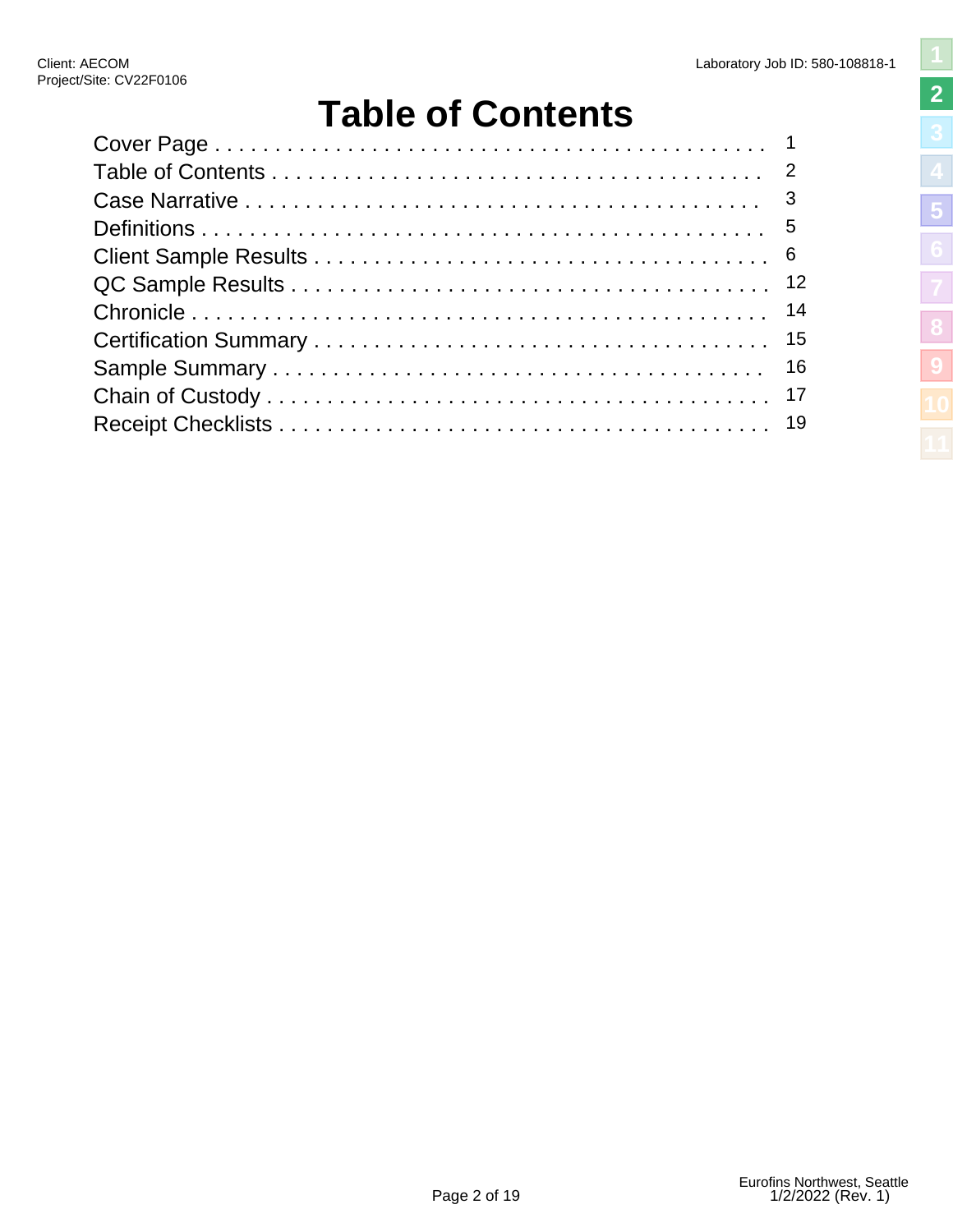# Table of Contents

| Section | Page |
| --- | --- |
| Cover Page | 1 |
| Table of Contents | 2 |
| Case Narrative | 3 |
| Definitions | 5 |
| Client Sample Results | 6 |
| QC Sample Results | 12 |
| Chronicle | 14 |
| Certification Summary | 15 |
| Sample Summary | 16 |
| Chain of Custody | 17 |
| Receipt Checklists | 19 |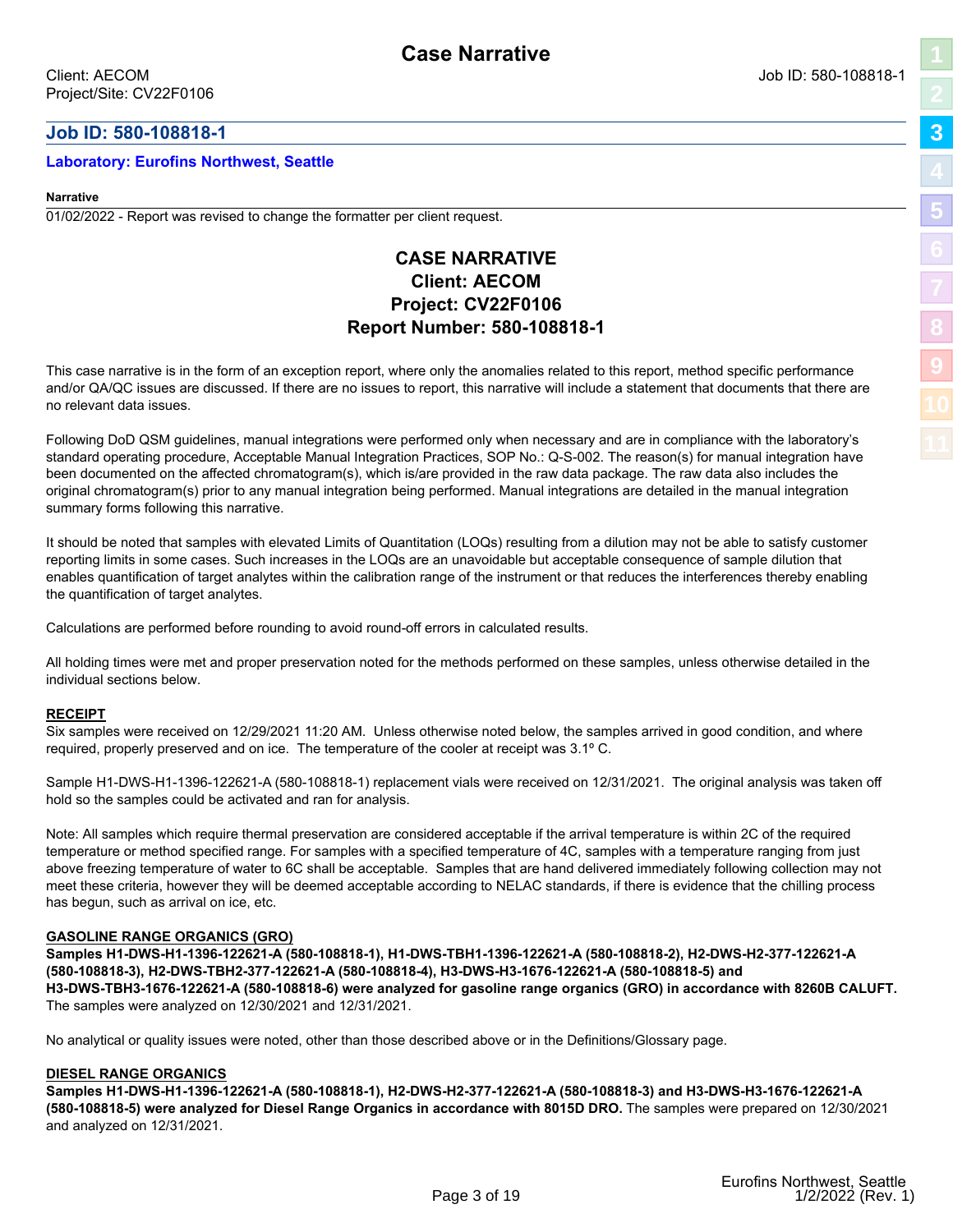# Case Narrative

Client: AECOM
Project/Site: CV22F0106

Job ID: 580-108818-1

## Job ID: 580-108818-1

### Laboratory: Eurofins Northwest, Seattle

**Narrative**

01/02/2022 - Report was revised to change the formatter per client request.

**CASE NARRATIVE**
**Client: AECOM**
**Project: CV22F0106**
**Report Number: 580-108818-1**

This case narrative is in the form of an exception report, where only the anomalies related to this report, method specific performance and/or QA/QC issues are discussed. If there are no issues to report, this narrative will include a statement that documents that there are no relevant data issues.

Following DoD QSM guidelines, manual integrations were performed only when necessary and are in compliance with the laboratory's standard operating procedure, Acceptable Manual Integration Practices, SOP No.: Q-S-002. The reason(s) for manual integration have been documented on the affected chromatogram(s), which is/are provided in the raw data package. The raw data also includes the original chromatogram(s) prior to any manual integration being performed. Manual integrations are detailed in the manual integration summary forms following this narrative.

It should be noted that samples with elevated Limits of Quantitation (LOQs) resulting from a dilution may not be able to satisfy customer reporting limits in some cases. Such increases in the LOQs are an unavoidable but acceptable consequence of sample dilution that enables quantification of target analytes within the calibration range of the instrument or that reduces the interferences thereby enabling the quantification of target analytes.

Calculations are performed before rounding to avoid round-off errors in calculated results.

All holding times were met and proper preservation noted for the methods performed on these samples, unless otherwise detailed in the individual sections below.

**RECEIPT**

Six samples were received on 12/29/2021 11:20 AM. Unless otherwise noted below, the samples arrived in good condition, and where required, properly preserved and on ice. The temperature of the cooler at receipt was 3.1º C.

Sample H1-DWS-H1-1396-122621-A (580-108818-1) replacement vials were received on 12/31/2021. The original analysis was taken off hold so the samples could be activated and ran for analysis.

Note: All samples which require thermal preservation are considered acceptable if the arrival temperature is within 2C of the required temperature or method specified range. For samples with a specified temperature of 4C, samples with a temperature ranging from just above freezing temperature of water to 6C shall be acceptable. Samples that are hand delivered immediately following collection may not meet these criteria, however they will be deemed acceptable according to NELAC standards, if there is evidence that the chilling process has begun, such as arrival on ice, etc.

**GASOLINE RANGE ORGANICS (GRO)**

**Samples H1-DWS-H1-1396-122621-A (580-108818-1), H1-DWS-TBH1-1396-122621-A (580-108818-2), H2-DWS-H2-377-122621-A (580-108818-3), H2-DWS-TBH2-377-122621-A (580-108818-4), H3-DWS-H3-1676-122621-A (580-108818-5) and H3-DWS-TBH3-1676-122621-A (580-108818-6) were analyzed for gasoline range organics (GRO) in accordance with 8260B CALUFT.** The samples were analyzed on 12/30/2021 and 12/31/2021.

No analytical or quality issues were noted, other than those described above or in the Definitions/Glossary page.

**DIESEL RANGE ORGANICS**

**Samples H1-DWS-H1-1396-122621-A (580-108818-1), H2-DWS-H2-377-122621-A (580-108818-3) and H3-DWS-H3-1676-122621-A (580-108818-5) were analyzed for Diesel Range Organics in accordance with 8015D DRO.** The samples were prepared on 12/30/2021 and analyzed on 12/31/2021.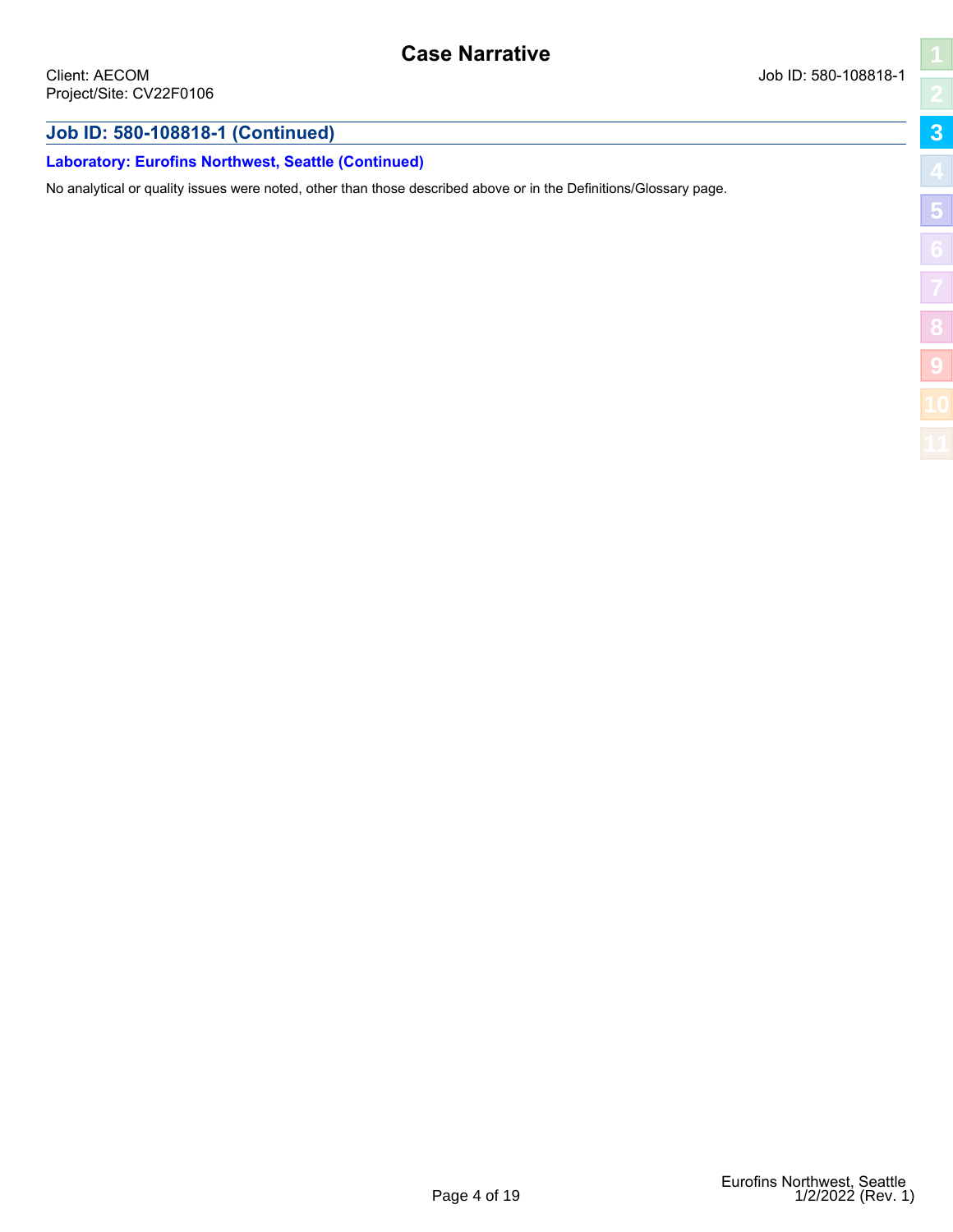# Case Narrative

Client: AECOM
Project/Site: CV22F0106

Job ID: 580-108818-1

## Job ID: 580-108818-1 (Continued)

### Laboratory: Eurofins Northwest, Seattle (Continued)

No analytical or quality issues were noted, other than those described above or in the Definitions/Glossary page.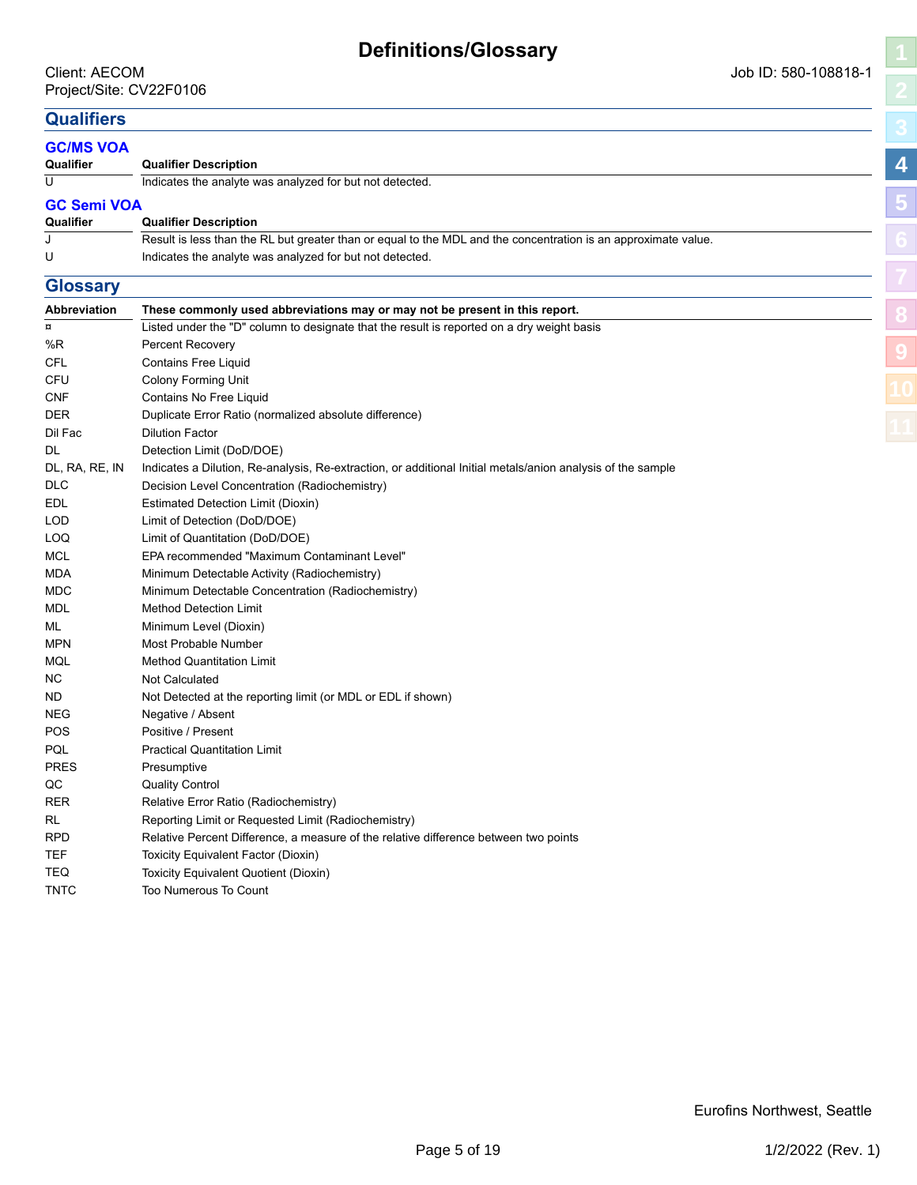# Definitions/Glossary

Client: AECOM
Project/Site: CV22F0106

Job ID: 580-108818-1

## Qualifiers

### GC/MS VOA

| Qualifier | Qualifier Description |
| --- | --- |
| U | Indicates the analyte was analyzed for but not detected. |

### GC Semi VOA

| Qualifier | Qualifier Description |
| --- | --- |
| J | Result is less than the RL but greater than or equal to the MDL and the concentration is an approximate value. |
| U | Indicates the analyte was analyzed for but not detected. |

## Glossary

| Abbreviation | These commonly used abbreviations may or may not be present in this report. |
| --- | --- |
| ¤ | Listed under the "D" column to designate that the result is reported on a dry weight basis |
| %R | Percent Recovery |
| CFL | Contains Free Liquid |
| CFU | Colony Forming Unit |
| CNF | Contains No Free Liquid |
| DER | Duplicate Error Ratio (normalized absolute difference) |
| Dil Fac | Dilution Factor |
| DL | Detection Limit (DoD/DOE) |
| DL, RA, RE, IN | Indicates a Dilution, Re-analysis, Re-extraction, or additional Initial metals/anion analysis of the sample |
| DLC | Decision Level Concentration (Radiochemistry) |
| EDL | Estimated Detection Limit (Dioxin) |
| LOD | Limit of Detection (DoD/DOE) |
| LOQ | Limit of Quantitation (DoD/DOE) |
| MCL | EPA recommended "Maximum Contaminant Level" |
| MDA | Minimum Detectable Activity (Radiochemistry) |
| MDC | Minimum Detectable Concentration (Radiochemistry) |
| MDL | Method Detection Limit |
| ML | Minimum Level (Dioxin) |
| MPN | Most Probable Number |
| MQL | Method Quantitation Limit |
| NC | Not Calculated |
| ND | Not Detected at the reporting limit (or MDL or EDL if shown) |
| NEG | Negative / Absent |
| POS | Positive / Present |
| PQL | Practical Quantitation Limit |
| PRES | Presumptive |
| QC | Quality Control |
| RER | Relative Error Ratio (Radiochemistry) |
| RL | Reporting Limit or Requested Limit (Radiochemistry) |
| RPD | Relative Percent Difference, a measure of the relative difference between two points |
| TEF | Toxicity Equivalent Factor (Dioxin) |
| TEQ | Toxicity Equivalent Quotient (Dioxin) |
| TNTC | Too Numerous To Count |

Eurofins Northwest, Seattle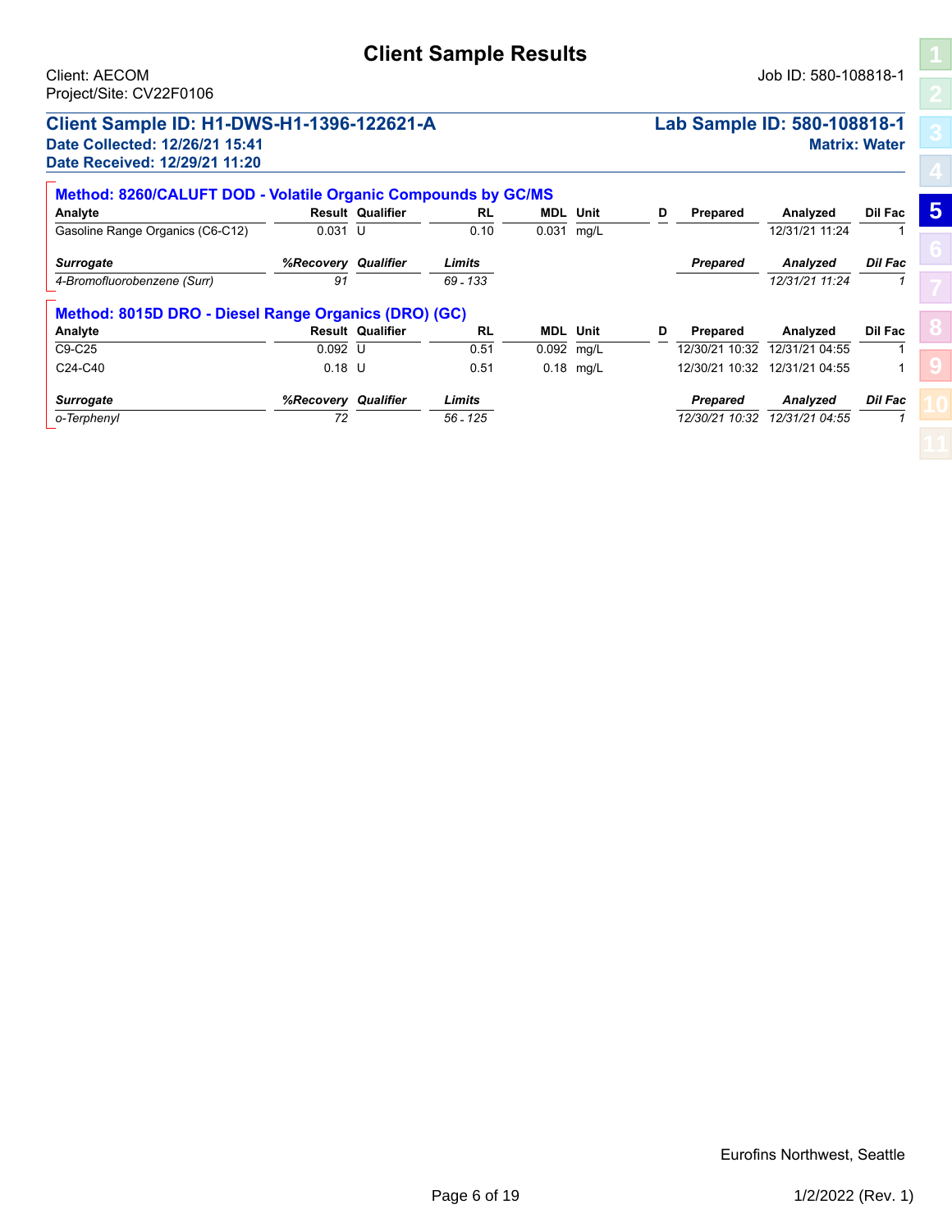# Client Sample Results

Client: AECOM
Project/Site: CV22F0106

Job ID: 580-108818-1

## Client Sample ID: H1-DWS-H1-1396-122621-A

**Date Collected: 12/26/21 15:41**
**Date Received: 12/29/21 11:20**

**Lab Sample ID: 580-108818-1**
**Matrix: Water**

### Method: 8260/CALUFT DOD - Volatile Organic Compounds by GC/MS

| Analyte | Result | Qualifier | RL | MDL | Unit | D | Prepared | Analyzed | Dil Fac |
|---|---|---|---|---|---|---|---|---|---|
| Gasoline Range Organics (C6-C12) | 0.031 | U | 0.10 | 0.031 | mg/L | | | 12/31/21 11:24 | 1 |

| *Surrogate* | *%Recovery* | *Qualifier* | *Limits* | *Prepared* | *Analyzed* | *Dil Fac* |
|---|---|---|---|---|---|---|
| *4-Bromofluorobenzene (Surr)* | *91* | | *69 - 133* | | *12/31/21 11:24* | *1* |

### Method: 8015D DRO - Diesel Range Organics (DRO) (GC)

| Analyte | Result | Qualifier | RL | MDL | Unit | D | Prepared | Analyzed | Dil Fac |
|---|---|---|---|---|---|---|---|---|---|
| C9-C25 | 0.092 | U | 0.51 | 0.092 | mg/L | | 12/30/21 10:32 | 12/31/21 04:55 | 1 |
| C24-C40 | 0.18 | U | 0.51 | 0.18 | mg/L | | 12/30/21 10:32 | 12/31/21 04:55 | 1 |

| *Surrogate* | *%Recovery* | *Qualifier* | *Limits* | *Prepared* | *Analyzed* | *Dil Fac* |
|---|---|---|---|---|---|---|
| *o-Terphenyl* | *72* | | *56 - 125* | *12/30/21 10:32* | *12/31/21 04:55* | *1* |

Eurofins Northwest, Seattle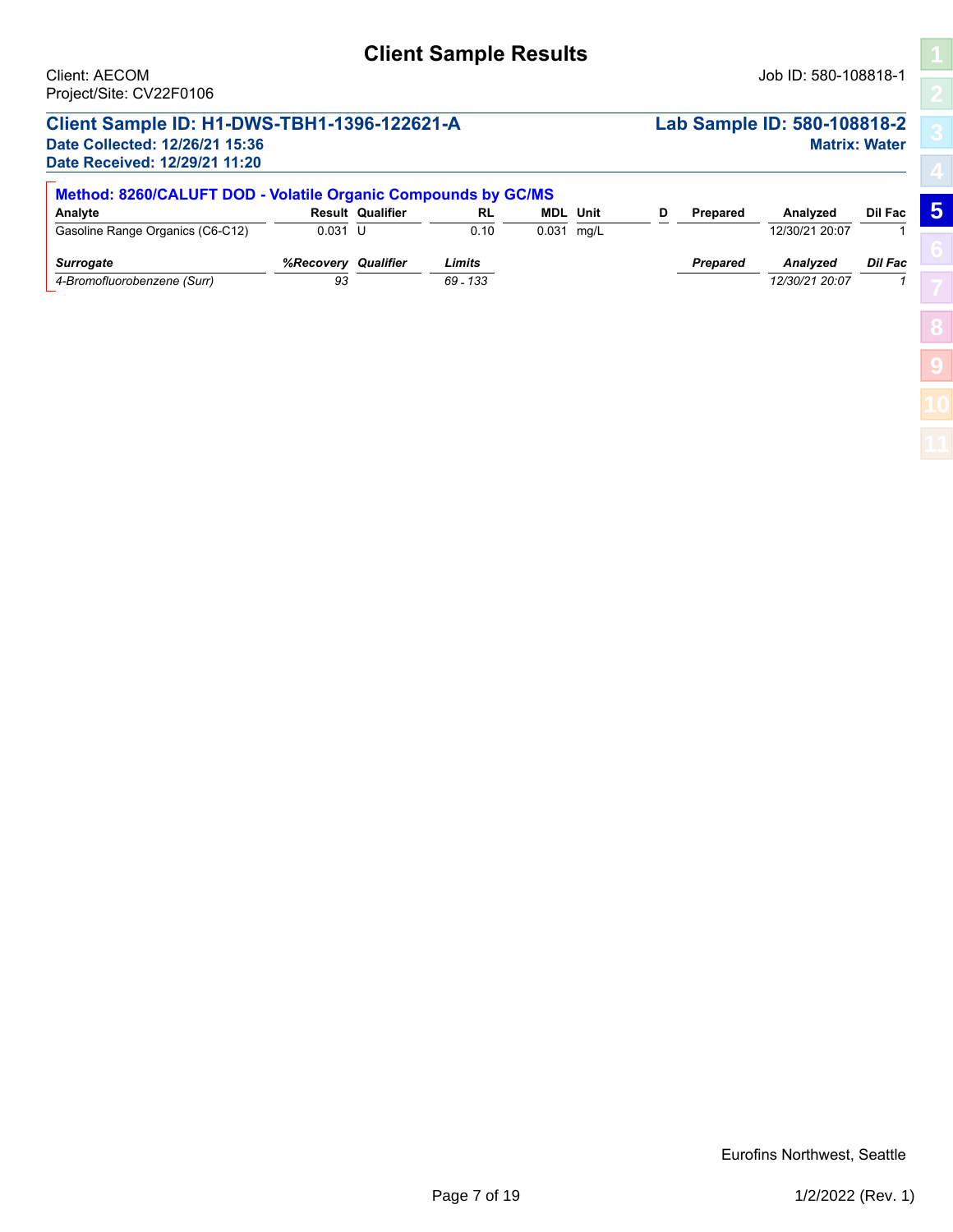# Client Sample Results

Client: AECOM
Project/Site: CV22F0106

Job ID: 580-108818-1

## Client Sample ID: H1-DWS-TBH1-1396-122621-A

**Lab Sample ID: 580-108818-2**

**Date Collected: 12/26/21 15:36**
**Date Received: 12/29/21 11:20**

**Matrix: Water**

### Method: 8260/CALUFT DOD - Volatile Organic Compounds by GC/MS

| Analyte | Result | Qualifier | RL | MDL | Unit | D | Prepared | Analyzed | Dil Fac |
|---|---|---|---|---|---|---|---|---|---|
| Gasoline Range Organics (C6-C12) | 0.031 | U | 0.10 | 0.031 | mg/L | | | 12/30/21 20:07 | 1 |

| *Surrogate* | *%Recovery* | *Qualifier* | *Limits* | *Prepared* | *Analyzed* | *Dil Fac* |
|---|---|---|---|---|---|---|
| *4-Bromofluorobenzene (Surr)* | *93* | | *69 - 133* | | *12/30/21 20:07* | *1* |

Eurofins Northwest, Seattle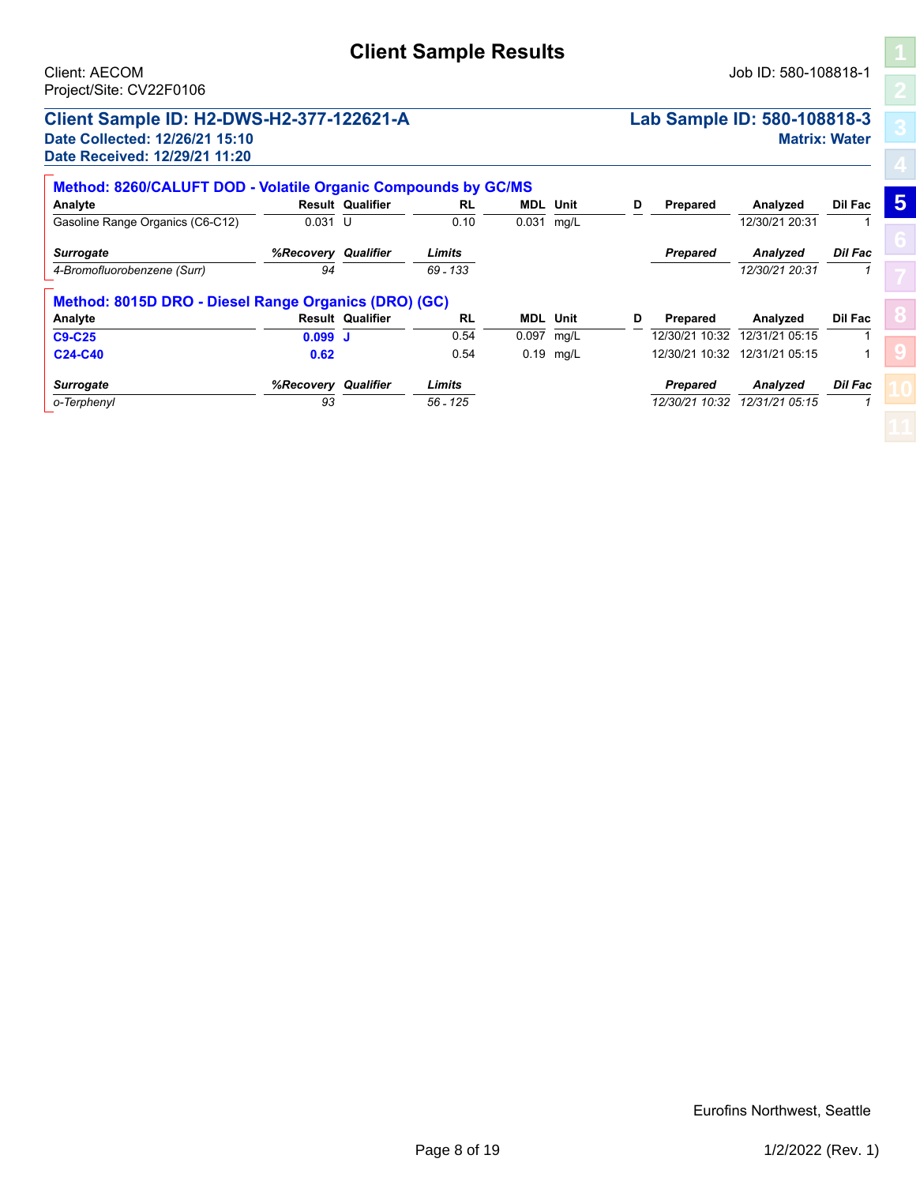# Client Sample Results

Client: AECOM
Project/Site: CV22F0106

Job ID: 580-108818-1

## Client Sample ID: H2-DWS-H2-377-122621-A

**Date Collected: 12/26/21 15:10**
**Date Received: 12/29/21 11:20**

**Lab Sample ID: 580-108818-3**
**Matrix: Water**

### Method: 8260/CALUFT DOD - Volatile Organic Compounds by GC/MS

| Analyte | Result | Qualifier | RL | MDL | Unit | D | Prepared | Analyzed | Dil Fac |
|---|---|---|---|---|---|---|---|---|---|
| Gasoline Range Organics (C6-C12) | 0.031 | U | 0.10 | 0.031 | mg/L | | | 12/30/21 20:31 | 1 |

| *Surrogate* | *%Recovery* | *Qualifier* | *Limits* | *Prepared* | *Analyzed* | *Dil Fac* |
|---|---|---|---|---|---|---|
| *4-Bromofluorobenzene (Surr)* | *94* | | *69 - 133* | | *12/30/21 20:31* | *1* |

### Method: 8015D DRO - Diesel Range Organics (DRO) (GC)

| Analyte | Result | Qualifier | RL | MDL | Unit | D | Prepared | Analyzed | Dil Fac |
|---|---|---|---|---|---|---|---|---|---|
| **C9-C25** | **0.099** | **J** | 0.54 | 0.097 | mg/L | | 12/30/21 10:32 | 12/31/21 05:15 | 1 |
| **C24-C40** | **0.62** | | 0.54 | 0.19 | mg/L | | 12/30/21 10:32 | 12/31/21 05:15 | 1 |

| *Surrogate* | *%Recovery* | *Qualifier* | *Limits* | *Prepared* | *Analyzed* | *Dil Fac* |
|---|---|---|---|---|---|---|
| *o-Terphenyl* | *93* | | *56 - 125* | *12/30/21 10:32* | *12/31/21 05:15* | *1* |

Eurofins Northwest, Seattle

1/2/2022 (Rev. 1)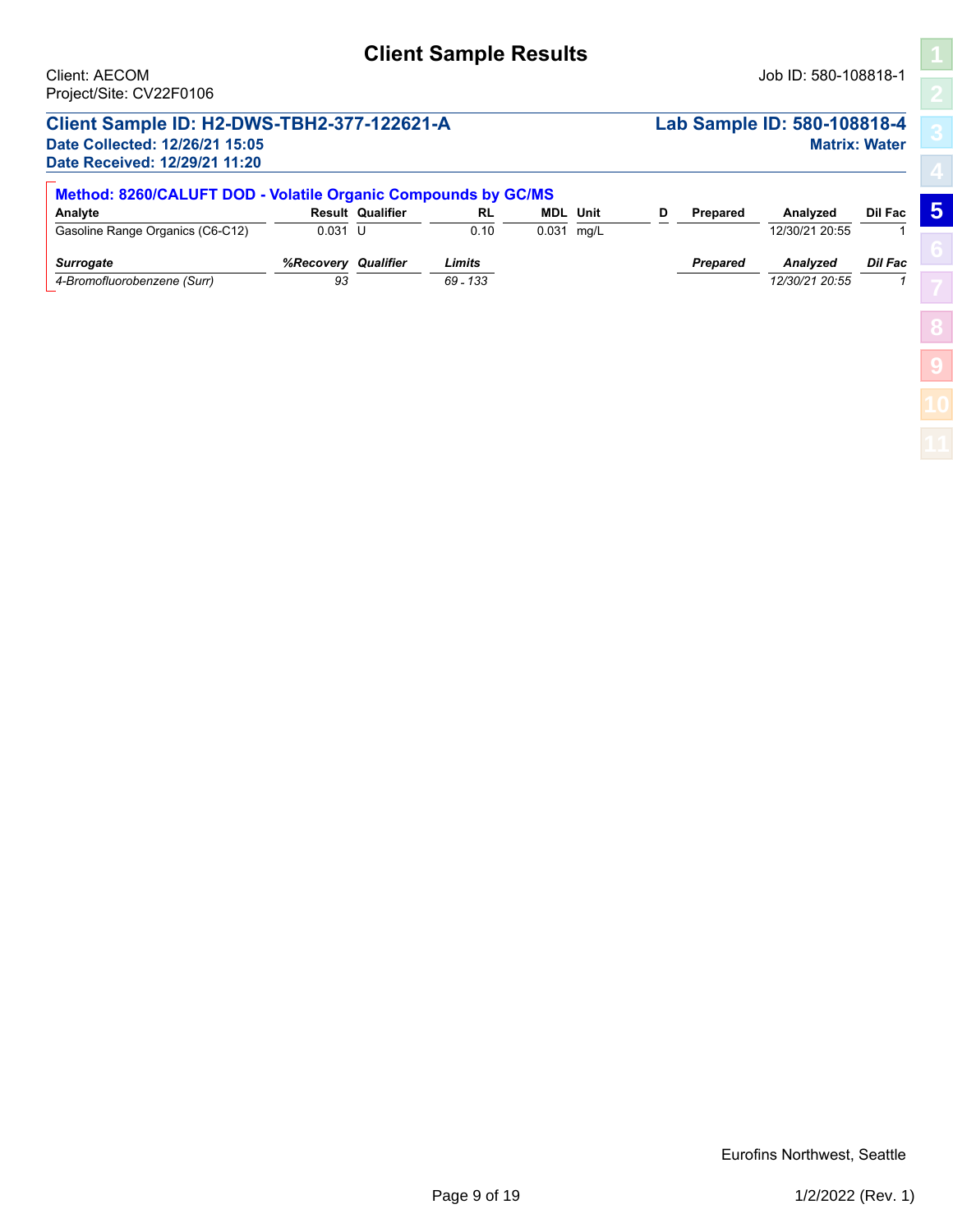# Client Sample Results

Client: AECOM
Project/Site: CV22F0106

Job ID: 580-108818-1

## Client Sample ID: H2-DWS-TBH2-377-122621-A

**Lab Sample ID: 580-108818-4**

**Date Collected: 12/26/21 15:05**

**Matrix: Water**

**Date Received: 12/29/21 11:20**

### Method: 8260/CALUFT DOD - Volatile Organic Compounds by GC/MS

| Analyte | Result | Qualifier | RL | MDL | Unit | D | Prepared | Analyzed | Dil Fac |
|---|---|---|---|---|---|---|---|---|---|
| Gasoline Range Organics (C6-C12) | 0.031 | U | 0.10 | 0.031 | mg/L | | | 12/30/21 20:55 | 1 |

| *Surrogate* | *%Recovery* | *Qualifier* | *Limits* | *Prepared* | *Analyzed* | *Dil Fac* |
|---|---|---|---|---|---|---|
| *4-Bromofluorobenzene (Surr)* | *93* | | *69 - 133* | | *12/30/21 20:55* | *1* |

Eurofins Northwest, Seattle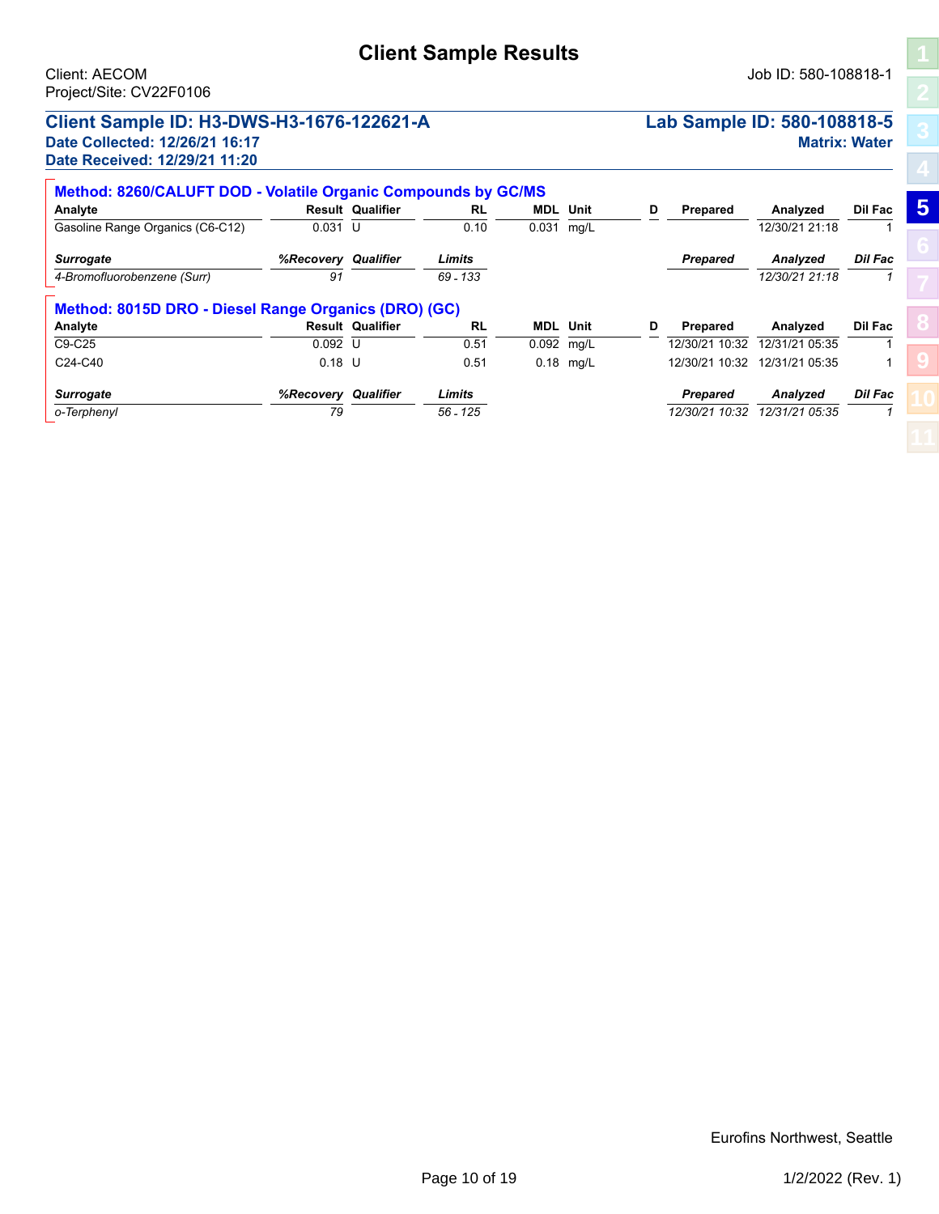# Client Sample Results

Client: AECOM
Project/Site: CV22F0106

Job ID: 580-108818-1

## Client Sample ID: H3-DWS-H3-1676-122621-A

**Lab Sample ID: 580-108818-5**

**Date Collected: 12/26/21 16:17**
**Date Received: 12/29/21 11:20**

**Matrix: Water**

### Method: 8260/CALUFT DOD - Volatile Organic Compounds by GC/MS

| Analyte | Result | Qualifier | RL | MDL | Unit | D | Prepared | Analyzed | Dil Fac |
|---|---|---|---|---|---|---|---|---|---|
| Gasoline Range Organics (C6-C12) | 0.031 | U | 0.10 | 0.031 | mg/L | | | 12/30/21 21:18 | 1 |

| *Surrogate* | *%Recovery* | *Qualifier* | *Limits* | *Prepared* | *Analyzed* | *Dil Fac* |
|---|---|---|---|---|---|---|
| *4-Bromofluorobenzene (Surr)* | *91* | | *69 - 133* | | *12/30/21 21:18* | *1* |

### Method: 8015D DRO - Diesel Range Organics (DRO) (GC)

| Analyte | Result | Qualifier | RL | MDL | Unit | D | Prepared | Analyzed | Dil Fac |
|---|---|---|---|---|---|---|---|---|---|
| C9-C25 | 0.092 | U | 0.51 | 0.092 | mg/L | | 12/30/21 10:32 | 12/31/21 05:35 | 1 |
| C24-C40 | 0.18 | U | 0.51 | 0.18 | mg/L | | 12/30/21 10:32 | 12/31/21 05:35 | 1 |

| *Surrogate* | *%Recovery* | *Qualifier* | *Limits* | *Prepared* | *Analyzed* | *Dil Fac* |
|---|---|---|---|---|---|---|
| *o-Terphenyl* | *79* | | *56 - 125* | *12/30/21 10:32* | *12/31/21 05:35* | *1* |

Eurofins Northwest, Seattle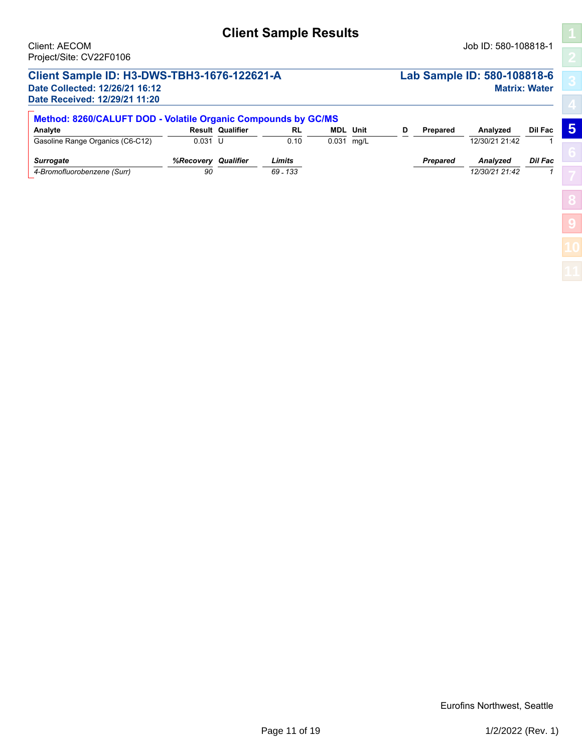# Client Sample Results

Client: AECOM
Project/Site: CV22F0106

Job ID: 580-108818-1

## Client Sample ID: H3-DWS-TBH3-1676-122621-A

**Lab Sample ID: 580-108818-6**

**Date Collected: 12/26/21 16:12**
**Date Received: 12/29/21 11:20**

**Matrix: Water**

### Method: 8260/CALUFT DOD - Volatile Organic Compounds by GC/MS

| Analyte | Result | Qualifier | RL | MDL | Unit | D | Prepared | Analyzed | Dil Fac |
|---|---|---|---|---|---|---|---|---|---|
| Gasoline Range Organics (C6-C12) | 0.031 | U | 0.10 | 0.031 | mg/L | | | 12/30/21 21:42 | 1 |

| *Surrogate* | *%Recovery* | *Qualifier* | *Limits* | *Prepared* | *Analyzed* | *Dil Fac* |
|---|---|---|---|---|---|---|
| *4-Bromofluorobenzene (Surr)* | *90* | | *69 - 133* | | *12/30/21 21:42* | *1* |

Eurofins Northwest, Seattle

1/2/2022 (Rev. 1)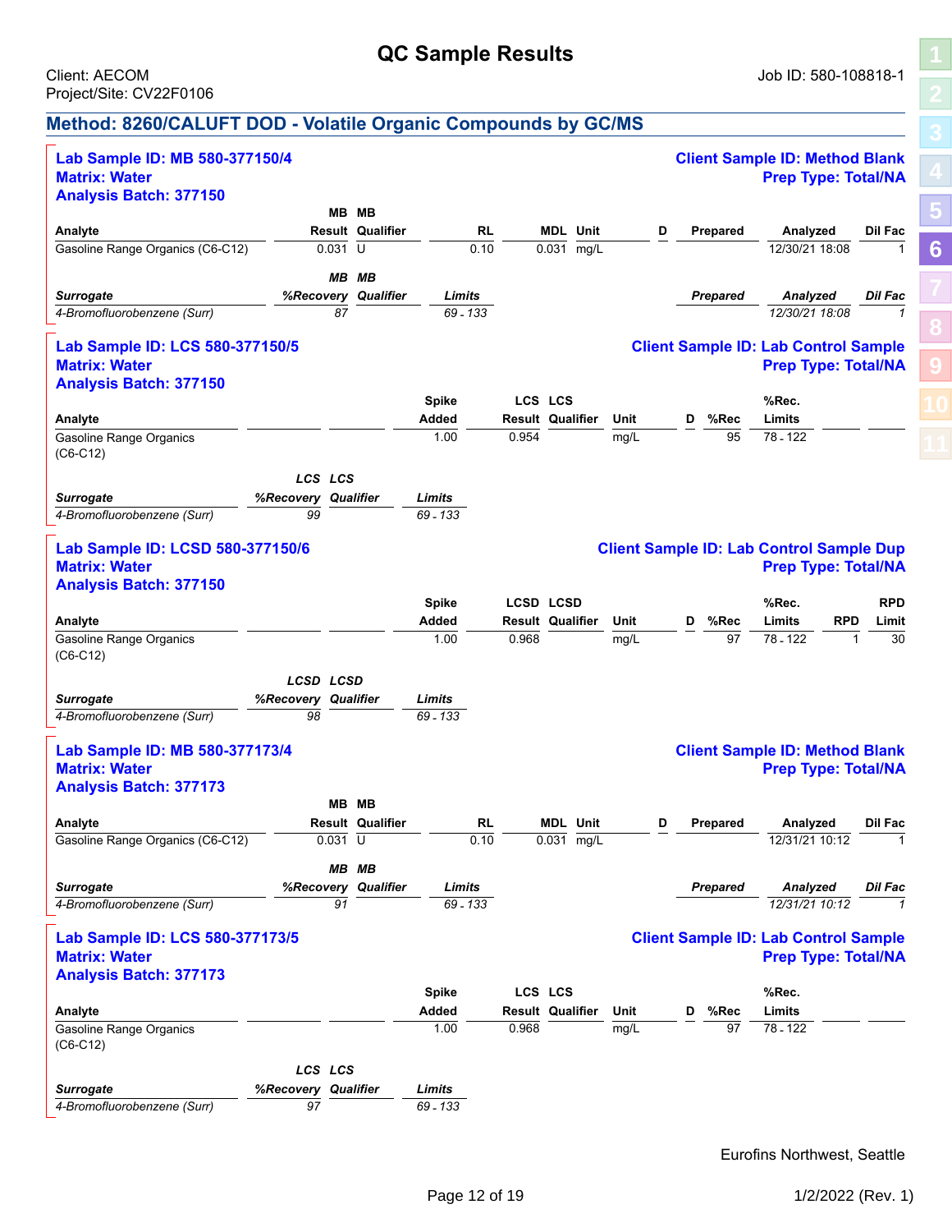# QC Sample Results

Client: AECOM
Project/Site: CV22F0106

Job ID: 580-108818-1

## Method: 8260/CALUFT DOD - Volatile Organic Compounds by GC/MS

### Lab Sample ID: MB 580-377150/4

**Client Sample ID: Method Blank**
**Matrix: Water**
**Prep Type: Total/NA**
**Analysis Batch: 377150**

| Analyte | MB Result | MB Qualifier | RL | MDL | Unit | D | Prepared | Analyzed | Dil Fac |
|---|---|---|---|---|---|---|---|---|---|
| Gasoline Range Organics (C6-C12) | 0.031 | U | 0.10 | 0.031 | mg/L | | | 12/30/21 18:08 | 1 |

| *Surrogate* | *MB %Recovery* | *MB Qualifier* | *Limits* | *Prepared* | *Analyzed* | *Dil Fac* |
|---|---|---|---|---|---|---|
| *4-Bromofluorobenzene (Surr)* | *87* | | *69 - 133* | | *12/30/21 18:08* | *1* |

### Lab Sample ID: LCS 580-377150/5

**Client Sample ID: Lab Control Sample**
**Matrix: Water**
**Prep Type: Total/NA**
**Analysis Batch: 377150**

| Analyte | Spike Added | LCS Result | LCS Qualifier | Unit | D | %Rec | %Rec. Limits |
|---|---|---|---|---|---|---|---|
| Gasoline Range Organics (C6-C12) | 1.00 | 0.954 | | mg/L | | 95 | 78 - 122 |

| *Surrogate* | *LCS %Recovery* | *LCS Qualifier* | *Limits* |
|---|---|---|---|
| *4-Bromofluorobenzene (Surr)* | *99* | | *69 - 133* |

### Lab Sample ID: LCSD 580-377150/6

**Client Sample ID: Lab Control Sample Dup**
**Matrix: Water**
**Prep Type: Total/NA**
**Analysis Batch: 377150**

| Analyte | Spike Added | LCSD Result | LCSD Qualifier | Unit | D | %Rec | %Rec. Limits | RPD | RPD Limit |
|---|---|---|---|---|---|---|---|---|---|
| Gasoline Range Organics (C6-C12) | 1.00 | 0.968 | | mg/L | | 97 | 78 - 122 | 1 | 30 |

| *Surrogate* | *LCSD %Recovery* | *LCSD Qualifier* | *Limits* |
|---|---|---|---|
| *4-Bromofluorobenzene (Surr)* | *98* | | *69 - 133* |

### Lab Sample ID: MB 580-377173/4

**Client Sample ID: Method Blank**
**Matrix: Water**
**Prep Type: Total/NA**
**Analysis Batch: 377173**

| Analyte | MB Result | MB Qualifier | RL | MDL | Unit | D | Prepared | Analyzed | Dil Fac |
|---|---|---|---|---|---|---|---|---|---|
| Gasoline Range Organics (C6-C12) | 0.031 | U | 0.10 | 0.031 | mg/L | | | 12/31/21 10:12 | 1 |

| *Surrogate* | *MB %Recovery* | *MB Qualifier* | *Limits* | *Prepared* | *Analyzed* | *Dil Fac* |
|---|---|---|---|---|---|---|
| *4-Bromofluorobenzene (Surr)* | *91* | | *69 - 133* | | *12/31/21 10:12* | *1* |

### Lab Sample ID: LCS 580-377173/5

**Client Sample ID: Lab Control Sample**
**Matrix: Water**
**Prep Type: Total/NA**
**Analysis Batch: 377173**

| Analyte | Spike Added | LCS Result | LCS Qualifier | Unit | D | %Rec | %Rec. Limits |
|---|---|---|---|---|---|---|---|
| Gasoline Range Organics (C6-C12) | 1.00 | 0.968 | | mg/L | | 97 | 78 - 122 |

| *Surrogate* | *LCS %Recovery* | *LCS Qualifier* | *Limits* |
|---|---|---|---|
| *4-Bromofluorobenzene (Surr)* | *97* | | *69 - 133* |

Eurofins Northwest, Seattle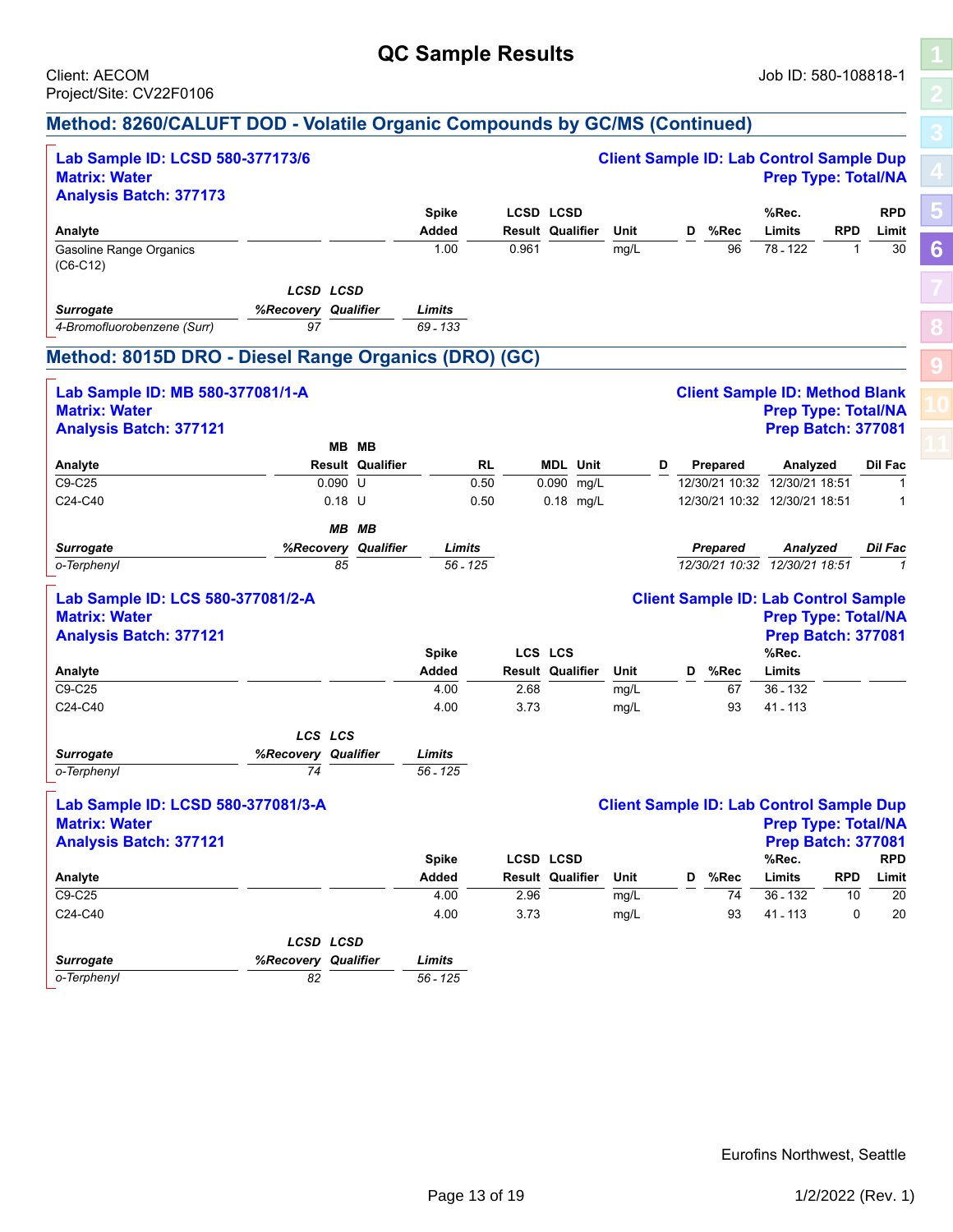# QC Sample Results

Client: AECOM
Project/Site: CV22F0106

Job ID: 580-108818-1

## Method: 8260/CALUFT DOD - Volatile Organic Compounds by GC/MS (Continued)

**Lab Sample ID: LCSD 580-377173/6**
**Matrix: Water**
**Analysis Batch: 377173**

**Client Sample ID: Lab Control Sample Dup**
**Prep Type: Total/NA**

| Analyte | Spike Added | LCSD Result | LCSD Qualifier | Unit | D | %Rec | %Rec. Limits | RPD | RPD Limit |
|---|---|---|---|---|---|---|---|---|---|
| Gasoline Range Organics (C6-C12) | 1.00 | 0.961 | | mg/L | | 96 | 78 - 122 | 1 | 30 |

| *Surrogate* | *LCSD %Recovery* | *LCSD Qualifier* | *Limits* |
|---|---|---|---|
| *4-Bromofluorobenzene (Surr)* | *97* | | *69 - 133* |

## Method: 8015D DRO - Diesel Range Organics (DRO) (GC)

**Lab Sample ID: MB 580-377081/1-A**
**Matrix: Water**
**Analysis Batch: 377121**

**Client Sample ID: Method Blank**
**Prep Type: Total/NA**
**Prep Batch: 377081**

| Analyte | MB Result | MB Qualifier | RL | MDL | Unit | D | Prepared | Analyzed | Dil Fac |
|---|---|---|---|---|---|---|---|---|---|
| C9-C25 | 0.090 | U | 0.50 | 0.090 | mg/L | | 12/30/21 10:32 | 12/30/21 18:51 | 1 |
| C24-C40 | 0.18 | U | 0.50 | 0.18 | mg/L | | 12/30/21 10:32 | 12/30/21 18:51 | 1 |

| *Surrogate* | *MB %Recovery* | *MB Qualifier* | *Limits* | *Prepared* | *Analyzed* | *Dil Fac* |
|---|---|---|---|---|---|---|
| *o-Terphenyl* | *85* | | *56 - 125* | *12/30/21 10:32* | *12/30/21 18:51* | *1* |

**Lab Sample ID: LCS 580-377081/2-A**
**Matrix: Water**
**Analysis Batch: 377121**

**Client Sample ID: Lab Control Sample**
**Prep Type: Total/NA**
**Prep Batch: 377081**

| Analyte | Spike Added | LCS Result | LCS Qualifier | Unit | D | %Rec | %Rec. Limits |
|---|---|---|---|---|---|---|---|
| C9-C25 | 4.00 | 2.68 | | mg/L | | 67 | 36 - 132 |
| C24-C40 | 4.00 | 3.73 | | mg/L | | 93 | 41 - 113 |

| *Surrogate* | *LCS %Recovery* | *LCS Qualifier* | *Limits* |
|---|---|---|---|
| *o-Terphenyl* | *74* | | *56 - 125* |

**Lab Sample ID: LCSD 580-377081/3-A**
**Matrix: Water**
**Analysis Batch: 377121**

**Client Sample ID: Lab Control Sample Dup**
**Prep Type: Total/NA**
**Prep Batch: 377081**

| Analyte | Spike Added | LCSD Result | LCSD Qualifier | Unit | D | %Rec | %Rec. Limits | RPD | RPD Limit |
|---|---|---|---|---|---|---|---|---|---|
| C9-C25 | 4.00 | 2.96 | | mg/L | | 74 | 36 - 132 | 10 | 20 |
| C24-C40 | 4.00 | 3.73 | | mg/L | | 93 | 41 - 113 | 0 | 20 |

| *Surrogate* | *LCSD %Recovery* | *LCSD Qualifier* | *Limits* |
|---|---|---|---|
| *o-Terphenyl* | *82* | | *56 - 125* |

Eurofins Northwest, Seattle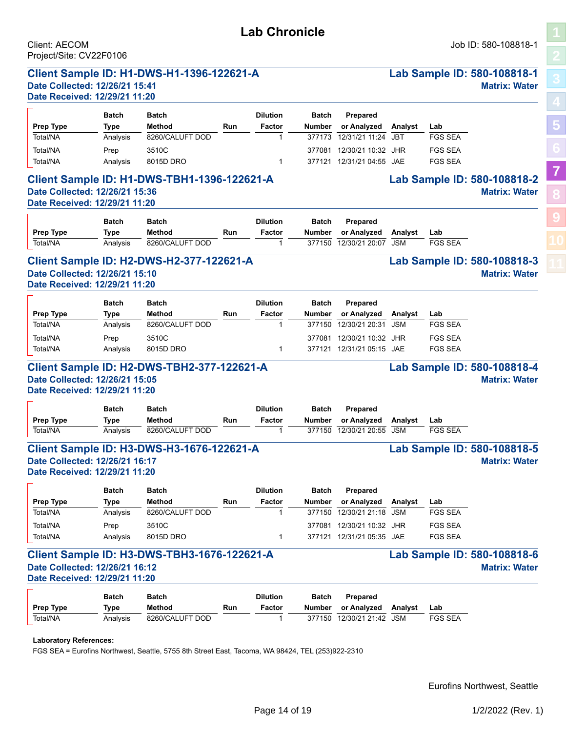# Lab Chronicle

Client: AECOM
Project/Site: CV22F0106

Job ID: 580-108818-1

## Client Sample ID: H1-DWS-H1-1396-122621-A

**Lab Sample ID: 580-108818-1**
**Date Collected: 12/26/21 15:41**
**Matrix: Water**
**Date Received: 12/29/21 11:20**

| Prep Type | Batch Type | Batch Method | Run | Dilution Factor | Batch Number | Prepared or Analyzed | Analyst | Lab |
|---|---|---|---|---|---|---|---|---|
| Total/NA | Analysis | 8260/CALUFT DOD | | 1 | 377173 | 12/31/21 11:24 | JBT | FGS SEA |
| Total/NA | Prep | 3510C | | | 377081 | 12/30/21 10:32 | JHR | FGS SEA |
| Total/NA | Analysis | 8015D DRO | | 1 | 377121 | 12/31/21 04:55 | JAE | FGS SEA |

## Client Sample ID: H1-DWS-TBH1-1396-122621-A

**Lab Sample ID: 580-108818-2**
**Date Collected: 12/26/21 15:36**
**Matrix: Water**
**Date Received: 12/29/21 11:20**

| Prep Type | Batch Type | Batch Method | Run | Dilution Factor | Batch Number | Prepared or Analyzed | Analyst | Lab |
|---|---|---|---|---|---|---|---|---|
| Total/NA | Analysis | 8260/CALUFT DOD | | 1 | 377150 | 12/30/21 20:07 | JSM | FGS SEA |

## Client Sample ID: H2-DWS-H2-377-122621-A

**Lab Sample ID: 580-108818-3**
**Date Collected: 12/26/21 15:10**
**Matrix: Water**
**Date Received: 12/29/21 11:20**

| Prep Type | Batch Type | Batch Method | Run | Dilution Factor | Batch Number | Prepared or Analyzed | Analyst | Lab |
|---|---|---|---|---|---|---|---|---|
| Total/NA | Analysis | 8260/CALUFT DOD | | 1 | 377150 | 12/30/21 20:31 | JSM | FGS SEA |
| Total/NA | Prep | 3510C | | | 377081 | 12/30/21 10:32 | JHR | FGS SEA |
| Total/NA | Analysis | 8015D DRO | | 1 | 377121 | 12/31/21 05:15 | JAE | FGS SEA |

## Client Sample ID: H2-DWS-TBH2-377-122621-A

**Lab Sample ID: 580-108818-4**
**Date Collected: 12/26/21 15:05**
**Matrix: Water**
**Date Received: 12/29/21 11:20**

| Prep Type | Batch Type | Batch Method | Run | Dilution Factor | Batch Number | Prepared or Analyzed | Analyst | Lab |
|---|---|---|---|---|---|---|---|---|
| Total/NA | Analysis | 8260/CALUFT DOD | | 1 | 377150 | 12/30/21 20:55 | JSM | FGS SEA |

## Client Sample ID: H3-DWS-H3-1676-122621-A

**Lab Sample ID: 580-108818-5**
**Date Collected: 12/26/21 16:17**
**Matrix: Water**
**Date Received: 12/29/21 11:20**

| Prep Type | Batch Type | Batch Method | Run | Dilution Factor | Batch Number | Prepared or Analyzed | Analyst | Lab |
|---|---|---|---|---|---|---|---|---|
| Total/NA | Analysis | 8260/CALUFT DOD | | 1 | 377150 | 12/30/21 21:18 | JSM | FGS SEA |
| Total/NA | Prep | 3510C | | | 377081 | 12/30/21 10:32 | JHR | FGS SEA |
| Total/NA | Analysis | 8015D DRO | | 1 | 377121 | 12/31/21 05:35 | JAE | FGS SEA |

## Client Sample ID: H3-DWS-TBH3-1676-122621-A

**Lab Sample ID: 580-108818-6**
**Date Collected: 12/26/21 16:12**
**Matrix: Water**
**Date Received: 12/29/21 11:20**

| Prep Type | Batch Type | Batch Method | Run | Dilution Factor | Batch Number | Prepared or Analyzed | Analyst | Lab |
|---|---|---|---|---|---|---|---|---|
| Total/NA | Analysis | 8260/CALUFT DOD | | 1 | 377150 | 12/30/21 21:42 | JSM | FGS SEA |

**Laboratory References:**

FGS SEA = Eurofins Northwest, Seattle, 5755 8th Street East, Tacoma, WA 98424, TEL (253)922-2310

Eurofins Northwest, Seattle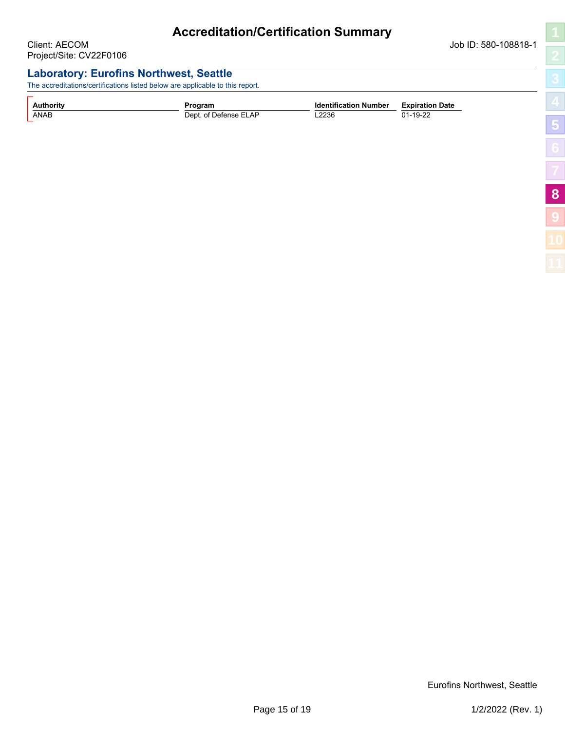# Accreditation/Certification Summary

Client: AECOM
Project/Site: CV22F0106

Job ID: 580-108818-1

## Laboratory: Eurofins Northwest, Seattle

The accreditations/certifications listed below are applicable to this report.

| Authority | Program | Identification Number | Expiration Date |
|---|---|---|---|
| ANAB | Dept. of Defense ELAP | L2236 | 01-19-22 |

Eurofins Northwest, Seattle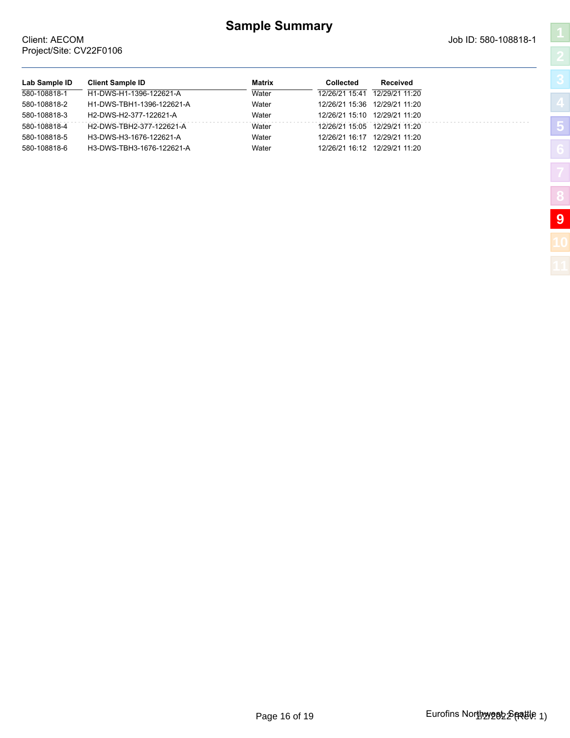# Sample Summary

Client: AECOM
Project/Site: CV22F0106

Job ID: 580-108818-1

| Lab Sample ID | Client Sample ID | Matrix | Collected | Received |
|---|---|---|---|---|
| 580-108818-1 | H1-DWS-H1-1396-122621-A | Water | 12/26/21 15:41 | 12/29/21 11:20 |
| 580-108818-2 | H1-DWS-TBH1-1396-122621-A | Water | 12/26/21 15:36 | 12/29/21 11:20 |
| 580-108818-3 | H2-DWS-H2-377-122621-A | Water | 12/26/21 15:10 | 12/29/21 11:20 |
| 580-108818-4 | H2-DWS-TBH2-377-122621-A | Water | 12/26/21 15:05 | 12/29/21 11:20 |
| 580-108818-5 | H3-DWS-H3-1676-122621-A | Water | 12/26/21 16:17 | 12/29/21 11:20 |
| 580-108818-6 | H3-DWS-TBH3-1676-122621-A | Water | 12/26/21 16:12 | 12/29/21 11:20 |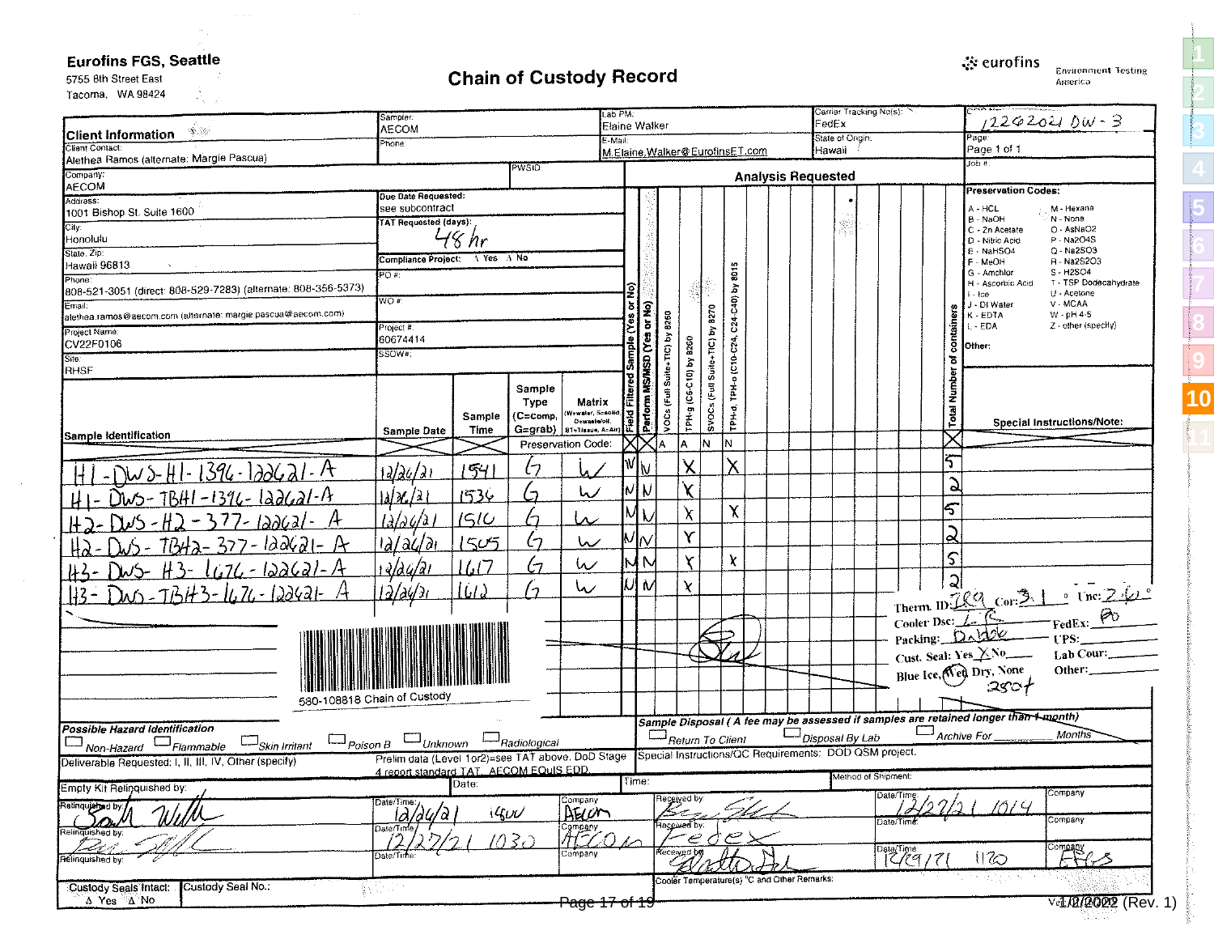**Eurofins FGS, Seattle**
5755 8th Street East
Tacoma, WA 98424

# Chain of Custody Record

eurofins Environment Testing America

| | | | |
|---|---|---|---|
| **Client Information** | Sampler: AECOM | Lab PM: Elaine Walker | Carrier Tracking No(s): FedEx |
| Client Contact: Alethea Ramos (alternate: Margie Pascua) | Phone: | E-Mail: M.Elaine.Walker@EurofinsET.com | State of Origin: Hawaii |
| COC No: 12262021 DW-3 | Page: Page 1 of 1 | Job #: | |

| Field | Value |
|---|---|
| Company | AECOM |
| PWSID | |
| Address | 1001 Bishop St. Suite 1600 |
| Due Date Requested | see subcontract |
| City | Honolulu |
| TAT Requested (days) | 48 hr |
| State, Zip | Hawaii 96813 |
| Compliance Project | Δ Yes Δ No |
| Phone | 808-521-3051 (direct: 808-529-7283) (alternate: 808-356-5373) |
| PO # | |
| Email | alethea.ramos@aecom.com (alternate: margie.pascua@aecom.com) |
| WO # | |
| Project Name | CV22F0106 |
| Project # | 60674414 |
| Site | RHSF |
| SSOW# | |

**Analysis Requested**

**Preservation Codes:**

- A - HCL
- B - NaOH
- C - Zn Acetate
- D - Nitric Acid
- E - NaHSO4
- F - MeOH
- G - Amchlor
- H - Ascorbic Acid
- I - Ice
- J - DI Water
- K - EDTA
- L - EDA
- M - Hexane
- N - None
- O - AsNaO2
- P - Na2O4S
- Q - Na2SO3
- R - Na2S2O3
- S - H2SO4
- T - TSP Dodecahydrate
- U - Acetone
- V - MCAA
- W - pH 4-5
- Z - other (specify)

Other:

| Sample Identification | Sample Date | Sample Time | Sample Type (C=comp, G=grab) | Matrix (W=water, S=solid, O=waste/oil, BT=Tissue, A=Air) | Field Filtered Sample (Yes or No) | Perform MS/MSD (Yes or No) | VOCs (Full Suite+TIC) by 8260 | TPH-g (C6-C10) by 8260 | SVOCs (Full Suite+TIC) by 8270 | TPH-d, TPH-o (C10-C24, C24-C40) by 8015 | Total Number of containers | Special Instructions/Note |
|---|---|---|---|---|---|---|---|---|---|---|---|---|
| | | | Preservation Code: | | | | A | A | N | N | | |
| H1-DWS-H1-1396-122621-A | 12/26/21 | 1541 | G | W | N | N | | X | | X | 5 | |
| H1-DWS-TBH1-1396-122621-A | 12/26/21 | 1534 | G | W | N | N | | X | | | 2 | |
| H2-DWS-H2-377-122621-A | 12/26/21 | 1510 | G | W | N | N | | X | | X | 5 | |
| H2-DWS-TBH2-377-122621-A | 12/26/21 | 1505 | G | W | N | N | | X | | | 2 | |
| H3-DWS-H3-1676-122621-A | 12/26/21 | 1617 | G | W | N | N | | X | | X | 5 | |
| H3-DWS-TBH3-1676-122621-A | 12/26/21 | 1612 | G | W | N | N | | X | | | 2 | |

580-108818 Chain of Custody

Therm. ID: 789 Cor: 3.1 ° Unc: 2.6 °
Cooler Dsc: L.C. FedEx: PO
Packing: Bubble UPS:
Cust. Seal: Yes X No Lab Cour:
Blue Ice, Wet, Dry, None Other:
2504

**Possible Hazard Identification**
☐ Non-Hazard ☐ Flammable ☐ Skin Irritant ☐ Poison B ☐ Unknown ☐ Radiological

**Sample Disposal** ( *A fee may be assessed if samples are retained longer than 1 month*)
☐ Return To Client ☐ Disposal By Lab ☐ Archive For ____ Months

Deliverable Requested: I, II, III, IV, Other (specify) Prelim data (Level 1or2)=see TAT above. DoD Stage 4 report standard TAT. AECOM EQuIS EDD

Special Instructions/QC Requirements: DOD QSM project.

| | Date: | Time: | Method of Shipment: |
|---|---|---|---|
| Empty Kit Relinquished by: | | | |

| Relinquished by | Date/Time | Company | Received by | Date/Time | Company |
|---|---|---|---|---|---|
| Relinquished by: (signature) | 12/26/21 1400 | AECOM | Received by: (signature) | 12/27/21 1014 | |
| Relinquished by: (signature) | 12/27/21 1030 | AECOM | Received by: Fedex | | |
| Relinquished by: | | | Received by: (signature) | 12/29/21 1120 | EFGS |

Custody Seals Intact: Δ Yes Δ No
Custody Seal No.:
Cooler Temperature(s) °C and Other Remarks:

Ver: 1/2/2022 (Rev. 1)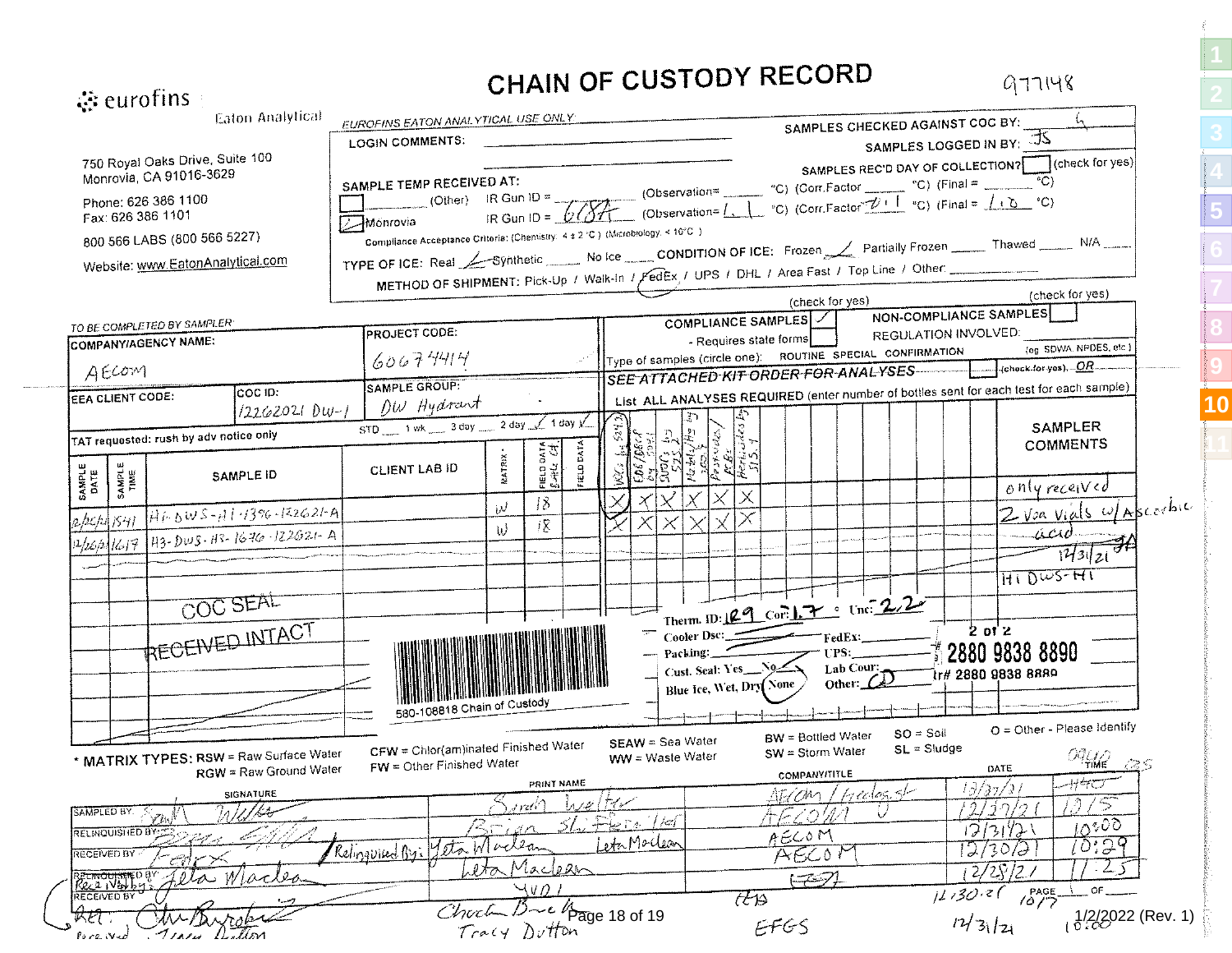# CHAIN OF CUSTODY RECORD

977148

eurofins
Eaton Analytical

750 Royal Oaks Drive, Suite 100
Monrovia, CA 91016-3629

Phone: 626 386 1100
Fax: 626 386 1101

800 566 LABS (800 566 5227)

Website: www.EatonAnalytical.com

**EUROFINS EATON ANALYTICAL USE ONLY**

LOGIN COMMENTS:

SAMPLES CHECKED AGAINST COC BY: 4
SAMPLES LOGGED IN BY: JS
SAMPLES REC'D DAY OF COLLECTION? ☐ (check for yes)

SAMPLE TEMP RECEIVED AT:
☐ ______ (Other) IR Gun ID = ______ (Observation= ______ °C) (Corr.Factor ______ °C) (Final = ______ °C)
☑ Monrovia IR Gun ID = 6787 (Observation= 1.1 °C) (Corr.Factor -0.1 °C) (Final = 1.0 °C)

Compliance Acceptance Criteria: (Chemistry: 4 ± 2 °C) (Microbiology: < 10°C)

TYPE OF ICE: Real ✓ Synthetic ____ No Ice ____ CONDITION OF ICE: Frozen ✓ Partially Frozen ____ Thawed ____ N/A ____

METHOD OF SHIPMENT: Pick-Up / Walk-in / (FedEx) / UPS / DHL / Area Fast / Top Line / Other: ______

**TO BE COMPLETED BY SAMPLER**

COMPANY/AGENCY NAME: AECOM
PROJECT CODE: 60674414
EEA CLIENT CODE:
COC ID: 12262021 DW-1
SAMPLE GROUP: DW Hydrant

TAT requested: rush by adv notice only — STD ___ 1 wk ___ 3 day ___ 2 day ✓ 1 day ✓

COMPLIANCE SAMPLES ✓ (check for yes) — Requires state forms ☐
NON-COMPLIANCE SAMPLES ☐ (check for yes)
REGULATION INVOLVED: (eg. SDWA, NPDES, etc.)
Type of samples (circle one): ROUTINE SPECIAL CONFIRMATION
SEE ATTACHED KIT ORDER FOR ANALYSES ☐ (check for yes), OR
List ALL ANALYSES REQUIRED (enter number of bottles sent for each test for each sample)

| SAMPLE DATE | SAMPLE TIME | SAMPLE ID | CLIENT LAB ID | MATRIX* | FIELD DATA Free Cl | FIELD DATA | VOCs by 524.2 | EDB/DBCP by 504.1 | SVOCs by 525.2 | Metals/Hg by 200.7 | Pesticides/PCBs | Herbicides by 515.1 | SAMPLER COMMENTS |
|---|---|---|---|---|---|---|---|---|---|---|---|---|---|
| 12/26/21 | 1541 | H1-DWS-H1-1396-122621-A | | W | 18 | | X | X | X | X | X | X | only received 2 Voa Vials w/ Ascorbic acid 12/31/21 JA H1 DWS-H1 |
| 12/26/21 | 1619 | H3-DWS-H3-1676-122621-A | | W | 18 | | X | X | X | X | X | X | |

COC SEAL
RECEIVED INTACT

580-108818 Chain of Custody

Therm. ID: IR9 Cor: 1.7 ° Unc: 2.2
Cooler Dsc: ______ FedEx: ______
Packing: ______ UPS: ______
Cust. Seal: Yes ___ No ✓ Lab Cour: ______
Blue Ice, Wet, Dry, (None) Other: CD

2 of 2
2880 9838 8890
Tr# 2880 9838 8890

* MATRIX TYPES: RSW = Raw Surface Water, RGW = Raw Ground Water, CFW = Chlor(am)inated Finished Water, FW = Other Finished Water, SEAW = Sea Water, WW = Waste Water, BW = Bottled Water, SW = Storm Water, SO = Soil, SL = Sludge, O = Other - Please Identify

| | SIGNATURE | PRINT NAME | COMPANY/TITLE | DATE | TIME |
|---|---|---|---|---|---|
| SAMPLED BY | Sarah Welter | Sarah Welter | AECOM / Geologist | 12/27/21 | 1440 |
| RELINQUISHED BY | Brian Shaffer | Brian Shaffer / lat | AECOM | 12/27/21 | 1015 |
| RECEIVED BY | FedEx / Relinquished By: Leta Maclean | Leta Maclean | AECOM | 12/31/21 | 10:00 |
| RELINQUISHED BY / Received by: | Leta Maclean | Leta Maclean | AECOM | 12/30/21 | 10:29 |
| RECEIVED BY | | VVDI | FedEx | 12/28/21 | 11:25 |
| Rec. | Chuck Bur... | Chuck Burk | EEA | 12.30.21 | 1017 |
| Received | Tracy Dutton | Tracy Dutton | EFGS | 12/31/21 | 10:00 |

PAGE ___ OF ___

1/2/2022 (Rev. 1)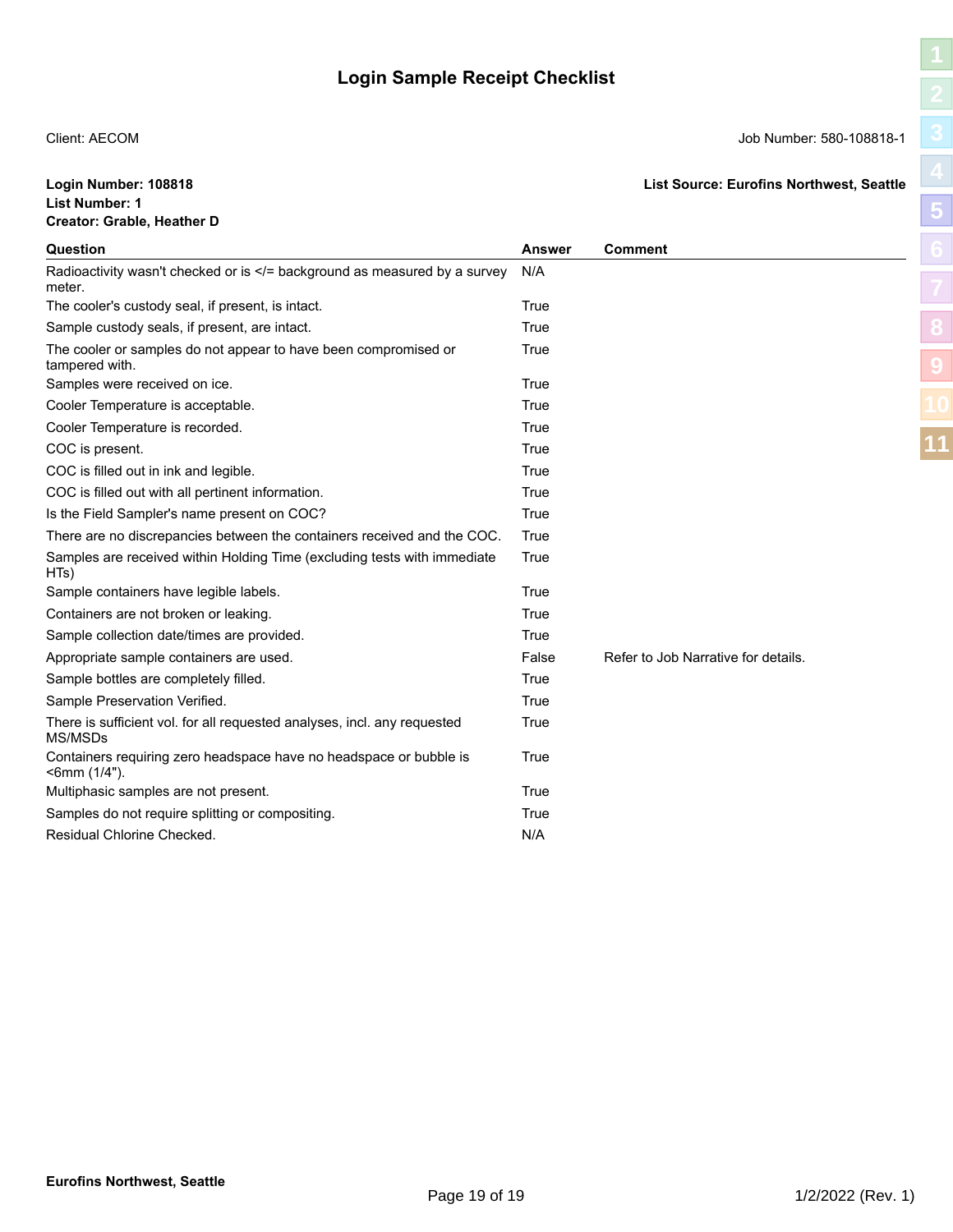# Login Sample Receipt Checklist

Client: AECOM

Job Number: 580-108818-1

**Login Number: 108818**
**List Number: 1**
**Creator: Grable, Heather D**

**List Source: Eurofins Northwest, Seattle**

| Question | Answer | Comment |
|---|---|---|
| Radioactivity wasn't checked or is </= background as measured by a survey meter. | N/A | |
| The cooler's custody seal, if present, is intact. | True | |
| Sample custody seals, if present, are intact. | True | |
| The cooler or samples do not appear to have been compromised or tampered with. | True | |
| Samples were received on ice. | True | |
| Cooler Temperature is acceptable. | True | |
| Cooler Temperature is recorded. | True | |
| COC is present. | True | |
| COC is filled out in ink and legible. | True | |
| COC is filled out with all pertinent information. | True | |
| Is the Field Sampler's name present on COC? | True | |
| There are no discrepancies between the containers received and the COC. | True | |
| Samples are received within Holding Time (excluding tests with immediate HTs) | True | |
| Sample containers have legible labels. | True | |
| Containers are not broken or leaking. | True | |
| Sample collection date/times are provided. | True | |
| Appropriate sample containers are used. | False | Refer to Job Narrative for details. |
| Sample bottles are completely filled. | True | |
| Sample Preservation Verified. | True | |
| There is sufficient vol. for all requested analyses, incl. any requested MS/MSDs | True | |
| Containers requiring zero headspace have no headspace or bubble is <6mm (1/4"). | True | |
| Multiphasic samples are not present. | True | |
| Samples do not require splitting or compositing. | True | |
| Residual Chlorine Checked. | N/A | |

**Eurofins Northwest, Seattle**

1/2/2022 (Rev. 1)